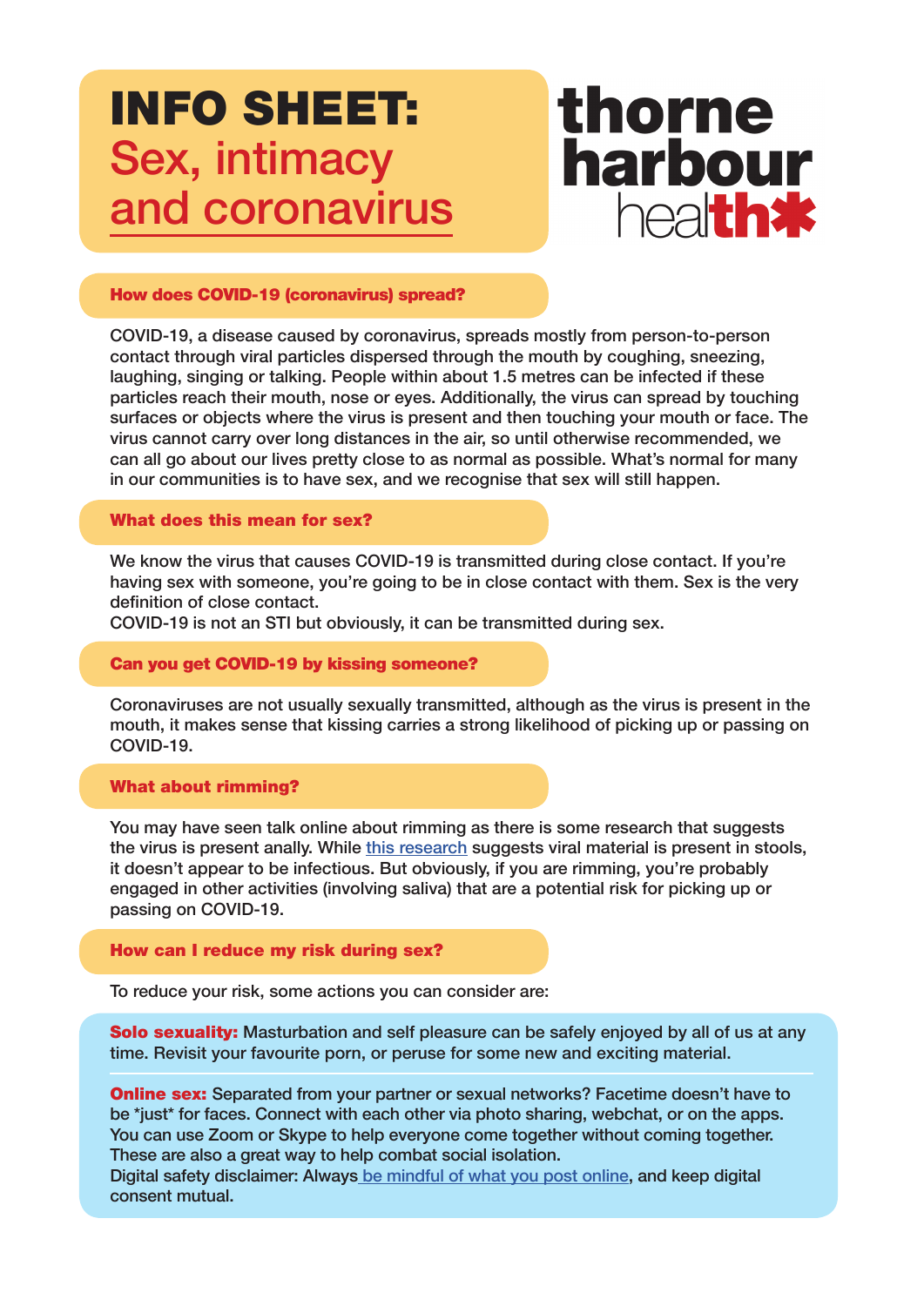# INFO SHEET: Sex, intimacy and coronavirus

thorne harbour health

## How does COVID-19 (coronavirus) spread?

COVID-19, a disease caused by coronavirus, spreads mostly from person-to-person contact through viral particles dispersed through the mouth by coughing, sneezing, laughing, singing or talking. People within about 1.5 metres can be infected if these particles reach their mouth, nose or eyes. Additionally, the virus can spread by touching surfaces or objects where the virus is present and then touching your mouth or face. The virus cannot carry over long distances in the air, so until otherwise recommended, we can all go about our lives pretty close to as normal as possible. What's normal for many in our communities is to have sex, and we recognise that sex will still happen.

## What does this mean for sex?

We know the virus that causes COVID-19 is transmitted during close contact. If you're having sex with someone, you're going to be in close contact with them. Sex is the very definition of close contact.
COVID-19 is not an STI but obviously, it can be transmitted during sex.

## Can you get COVID-19 by kissing someone?

Coronaviruses are not usually sexually transmitted, although as the virus is present in the mouth, it makes sense that kissing carries a strong likelihood of picking up or passing on COVID-19.

## What about rimming?

You may have seen talk online about rimming as there is some research that suggests the virus is present anally. While this research suggests viral material is present in stools, it doesn't appear to be infectious. But obviously, if you are rimming, you're probably engaged in other activities (involving saliva) that are a potential risk for picking up or passing on COVID-19.

## How can I reduce my risk during sex?

To reduce your risk, some actions you can consider are:

**Solo sexuality:** Masturbation and self pleasure can be safely enjoyed by all of us at any time. Revisit your favourite porn, or peruse for some new and exciting material.

**Online sex:** Separated from your partner or sexual networks? Facetime doesn't have to be *just* for faces. Connect with each other via photo sharing, webchat, or on the apps. You can use Zoom or Skype to help everyone come together without coming together. These are also a great way to help combat social isolation.
Digital safety disclaimer: Always be mindful of what you post online, and keep digital consent mutual.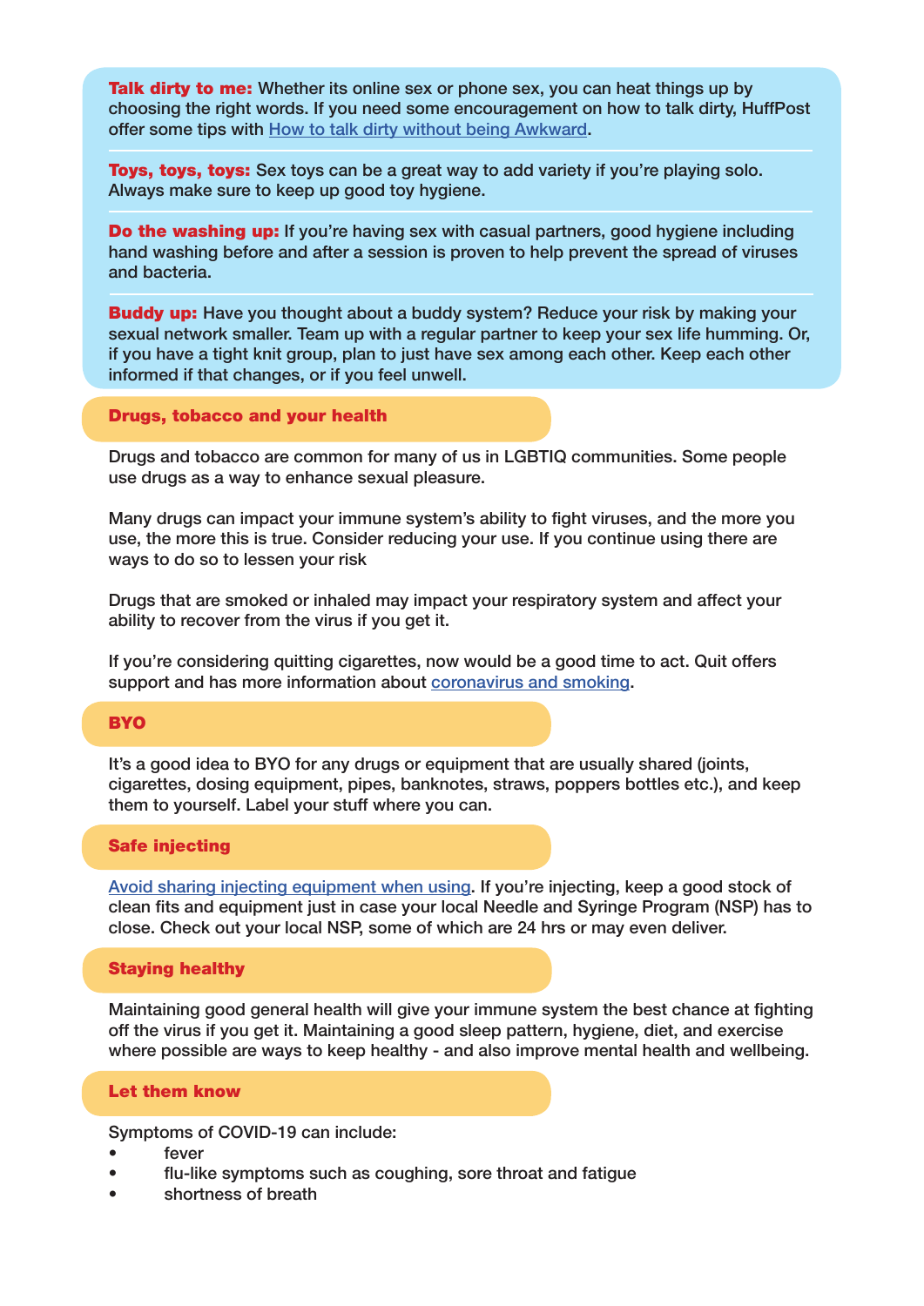**Talk dirty to me:** Whether its online sex or phone sex, you can heat things up by choosing the right words. If you need some encouragement on how to talk dirty, HuffPost offer some tips with How to talk dirty without being Awkward.

**Toys, toys, toys:** Sex toys can be a great way to add variety if you're playing solo. Always make sure to keep up good toy hygiene.

**Do the washing up:** If you're having sex with casual partners, good hygiene including hand washing before and after a session is proven to help prevent the spread of viruses and bacteria.

**Buddy up:** Have you thought about a buddy system? Reduce your risk by making your sexual network smaller. Team up with a regular partner to keep your sex life humming. Or, if you have a tight knit group, plan to just have sex among each other. Keep each other informed if that changes, or if you feel unwell.

## Drugs, tobacco and your health

Drugs and tobacco are common for many of us in LGBTIQ communities. Some people use drugs as a way to enhance sexual pleasure.

Many drugs can impact your immune system's ability to fight viruses, and the more you use, the more this is true. Consider reducing your use. If you continue using there are ways to do so to lessen your risk

Drugs that are smoked or inhaled may impact your respiratory system and affect your ability to recover from the virus if you get it.

If you're considering quitting cigarettes, now would be a good time to act. Quit offers support and has more information about coronavirus and smoking.

## BYO

It's a good idea to BYO for any drugs or equipment that are usually shared (joints, cigarettes, dosing equipment, pipes, banknotes, straws, poppers bottles etc.), and keep them to yourself. Label your stuff where you can.

## Safe injecting

Avoid sharing injecting equipment when using. If you're injecting, keep a good stock of clean fits and equipment just in case your local Needle and Syringe Program (NSP) has to close. Check out your local NSP, some of which are 24 hrs or may even deliver.

## Staying healthy

Maintaining good general health will give your immune system the best chance at fighting off the virus if you get it. Maintaining a good sleep pattern, hygiene, diet, and exercise where possible are ways to keep healthy - and also improve mental health and wellbeing.

## Let them know

Symptoms of COVID-19 can include:

- fever
- flu-like symptoms such as coughing, sore throat and fatigue
- shortness of breath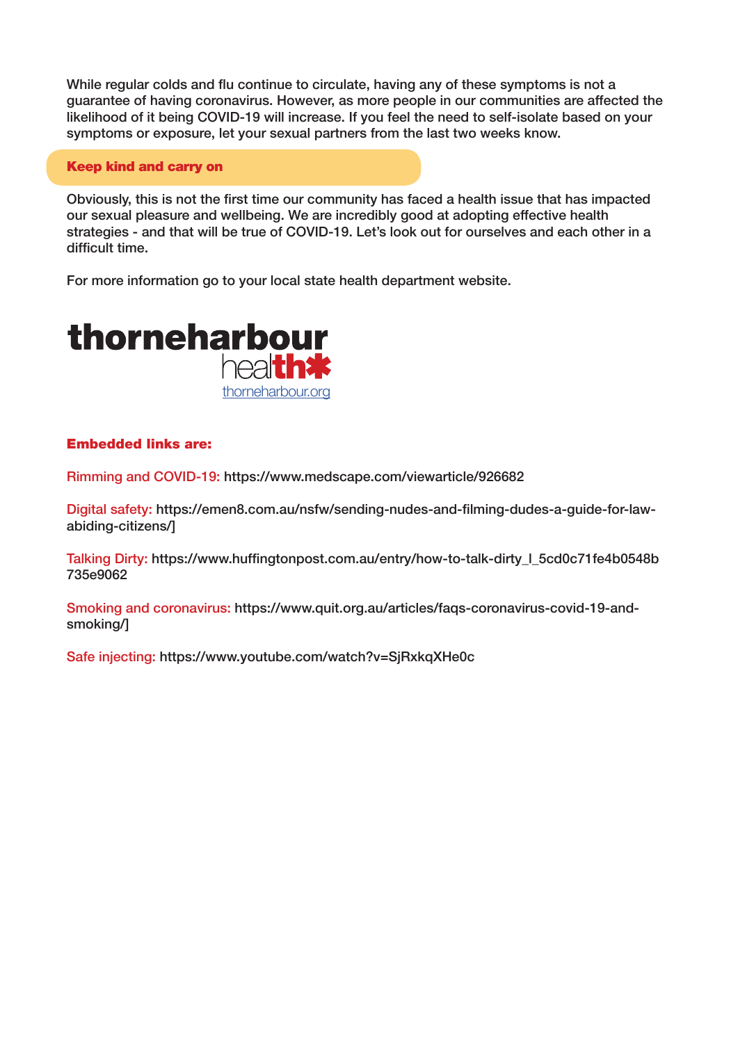While regular colds and flu continue to circulate, having any of these symptoms is not a guarantee of having coronavirus. However, as more people in our communities are affected the likelihood of it being COVID-19 will increase. If you feel the need to self-isolate based on your symptoms or exposure, let your sexual partners from the last two weeks know.

## Keep kind and carry on

Obviously, this is not the first time our community has faced a health issue that has impacted our sexual pleasure and wellbeing. We are incredibly good at adopting effective health strategies - and that will be true of COVID-19. Let's look out for ourselves and each other in a difficult time.

For more information go to your local state health department website.

thorneharbour health*

thorneharbour.org

## Embedded links are:

Rimming and COVID-19: https://www.medscape.com/viewarticle/926682

Digital safety: https://emen8.com.au/nsfw/sending-nudes-and-filming-dudes-a-guide-for-law-abiding-citizens/]

Talking Dirty: https://www.huffingtonpost.com.au/entry/how-to-talk-dirty_l_5cd0c71fe4b0548b735e9062

Smoking and coronavirus: https://www.quit.org.au/articles/faqs-coronavirus-covid-19-and-smoking/]

Safe injecting: https://www.youtube.com/watch?v=SjRxkqXHe0c